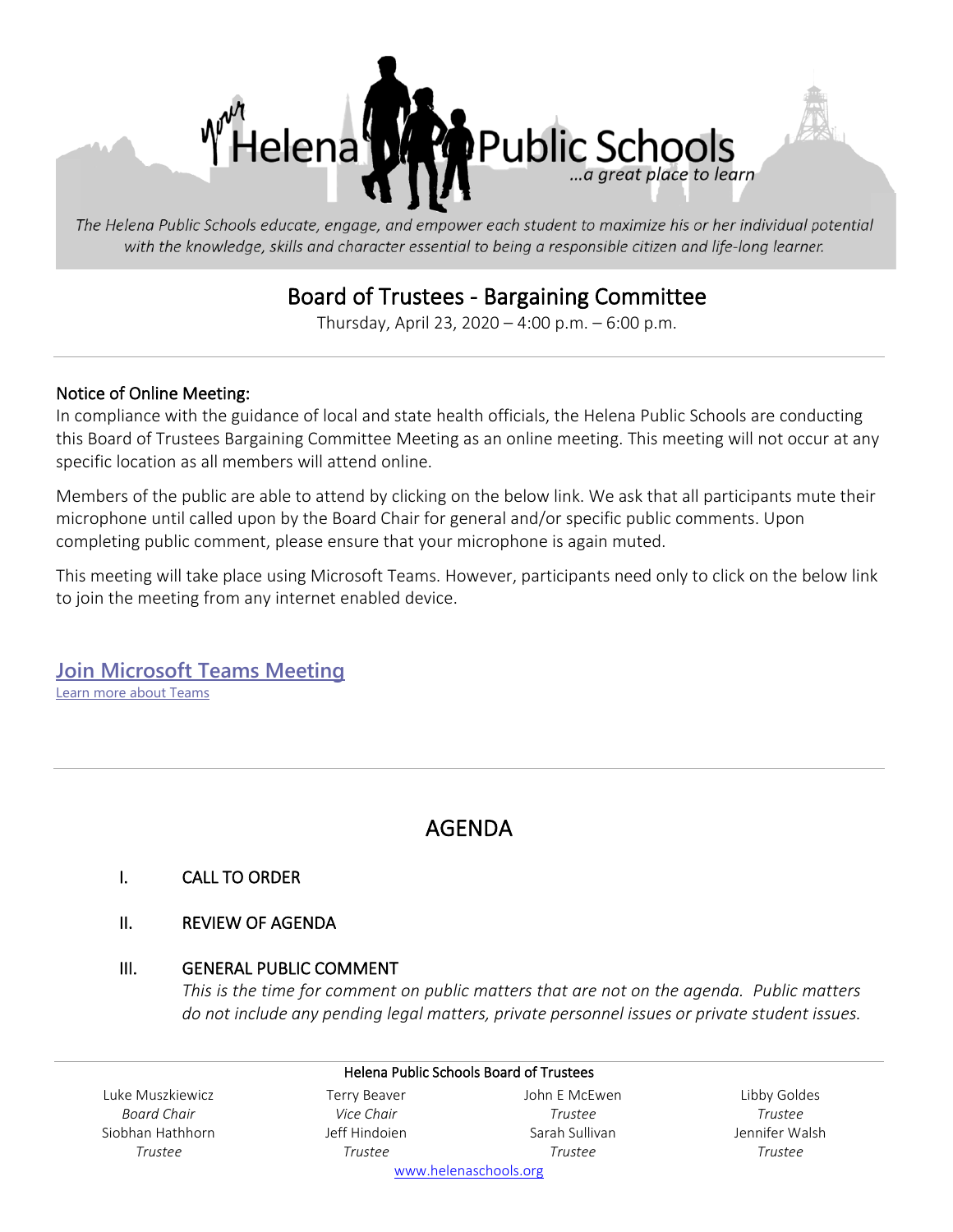Helena Public Schools
...a great place to learn

*The Helena Public Schools educate, engage, and empower each student to maximize his or her individual potential with the knowledge, skills and character essential to being a responsible citizen and life-long learner.*

# Board of Trustees - Bargaining Committee

Thursday, April 23, 2020 – 4:00 p.m. – 6:00 p.m.

---

## Notice of Online Meeting:

In compliance with the guidance of local and state health officials, the Helena Public Schools are conducting this Board of Trustees Bargaining Committee Meeting as an online meeting. This meeting will not occur at any specific location as all members will attend online.

Members of the public are able to attend by clicking on the below link. We ask that all participants mute their microphone until called upon by the Board Chair for general and/or specific public comments. Upon completing public comment, please ensure that your microphone is again muted.

This meeting will take place using Microsoft Teams. However, participants need only to click on the below link to join the meeting from any internet enabled device.

**Join Microsoft Teams Meeting**

Learn more about Teams

---

## AGENDA

I. CALL TO ORDER

II. REVIEW OF AGENDA

III. GENERAL PUBLIC COMMENT

*This is the time for comment on public matters that are not on the agenda. Public matters do not include any pending legal matters, private personnel issues or private student issues.*

---

**Helena Public Schools Board of Trustees**

| | | | |
|---|---|---|---|
| Luke Muszkiewicz *Board Chair* | Terry Beaver *Vice Chair* | John E McEwen *Trustee* | Libby Goldes *Trustee* |
| Siobhan Hathhorn *Trustee* | Jeff Hindoien *Trustee* | Sarah Sullivan *Trustee* | Jennifer Walsh *Trustee* |

www.helenaschools.org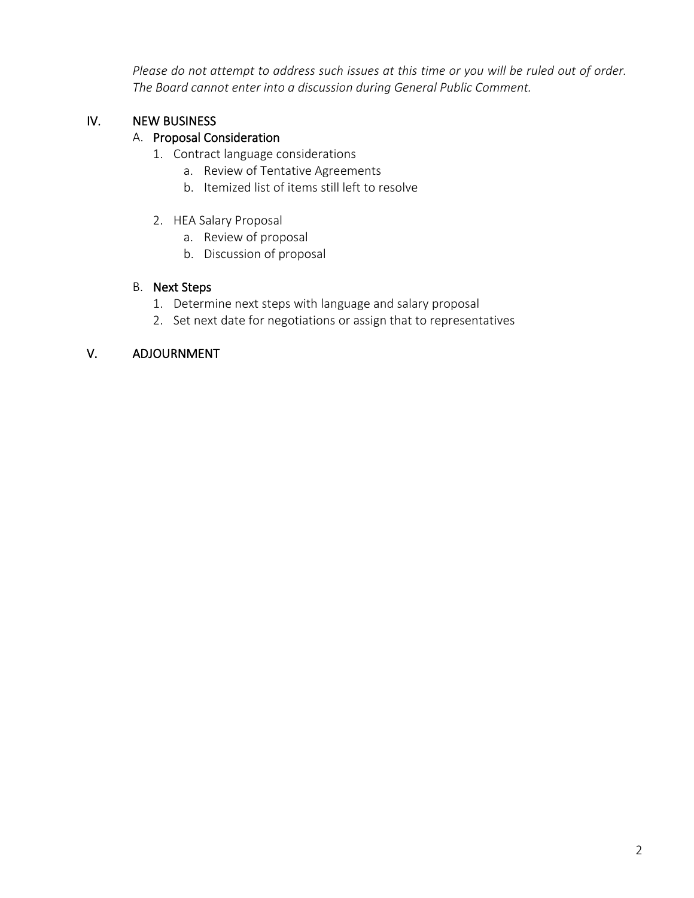*Please do not attempt to address such issues at this time or you will be ruled out of order. The Board cannot enter into a discussion during General Public Comment.*

## IV. NEW BUSINESS

### A. Proposal Consideration

1. Contract language considerations
    a. Review of Tentative Agreements
    b. Itemized list of items still left to resolve

2. HEA Salary Proposal
    a. Review of proposal
    b. Discussion of proposal

### B. Next Steps

1. Determine next steps with language and salary proposal
2. Set next date for negotiations or assign that to representatives

## V. ADJOURNMENT